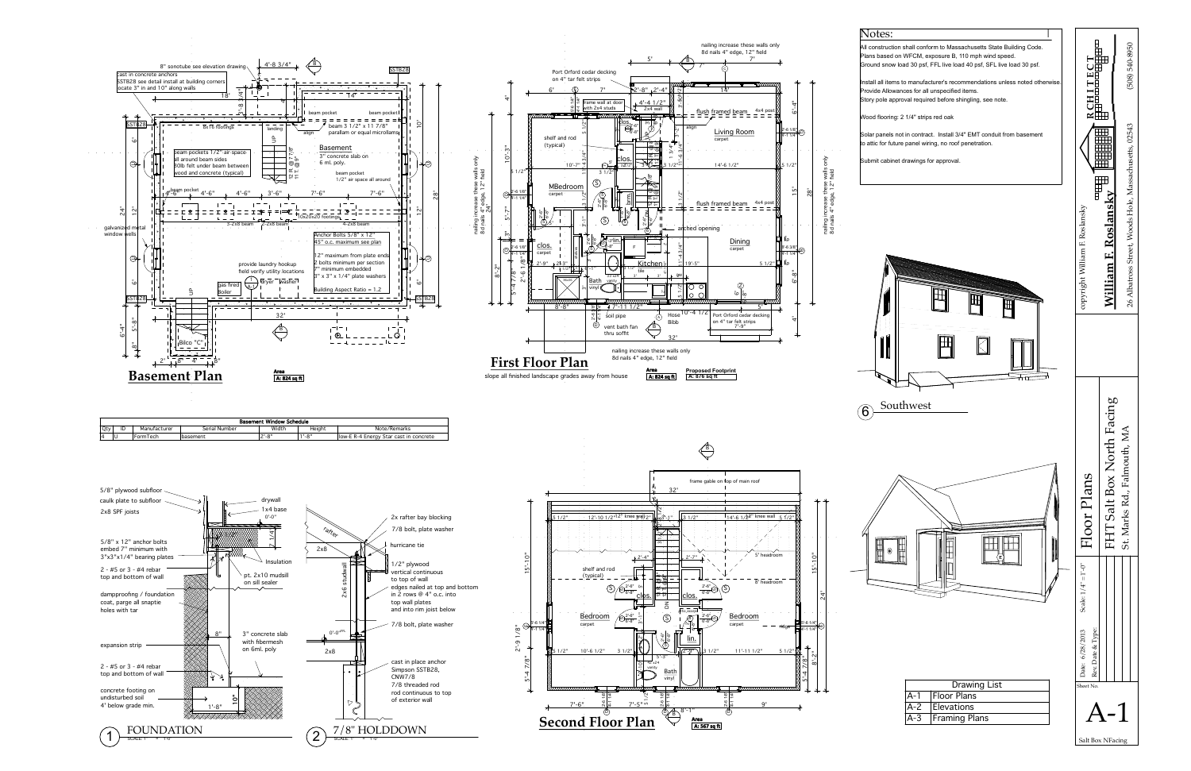# Notes:

All construction shall conform to Massachusetts State Building Code.
Plans based on WFCM, exposure B, 110 mph wind speed.
Ground snow load 30 psf, FFL live load 40 psf, SFL live load 30 psf.

Install all items to manufacturer's recommendations unless noted otherwise.
Provide Allowances for all unspecified items.
Story pole approval required before shingling, see note.

Wood flooring: 2 1/4" strips red oak

Solar panels not in contract. Install 3/4" EMT conduit from basement to attic for future panel wiring, no roof penetration.

Submit cabinet drawings for approval.

## Basement Plan

Area
A: 824 sq ft

8" sonotube see elevation drawing

cast in concrete anchors
SSTB28 see detail install at building corners
locate 3" in and 10" along walls

8x16 footings

beam pockets 1/2" air space all around beam sides
30lb felt under beam between wood and concrete (typical)

beam 3 1/2" x 11 7/8" parallam or equal microllam

**Basement**
3" concrete slab on 6 mil. poly

beam pocket
1/2" air space all around

3-2x8 beam
2x8 beam
4-2x8 beam
20x20x10 footings

galvanized metal window wells

Anchor Bolts 5/8" x 12"
45" o.c. maximum see plan

12" maximum from plate ends
2 bolts minimum per section
7" minimum embedded
3" x 3" x 1/4" bearing plate washers

Building Aspect Ratio = 1.2

provide laundry hookup
field verify utility locations

gas fired Boiler

Bilco "C"

| Basement Window Schedule | | | | | | |
|---|---|---|---|---|---|---|
| Qty | ID | Manufacturer | Serial Number | Width | Height | Note/Remarks |
| 4 | U | FormTech | basement | 2'-8" | 1'-8" | low-E R-4 Energy Star cast in concrete |

## First Floor Plan

slope all finished landscape grades away from house

Area
A: 824 sq ft

Proposed Footprint
A: 876 sq ft

Port Orford cedar decking on 4" tar felt strips

frame wall at door with 2x4 studs

nailing increase these walls only
8d nails 4" edge, 12" field

shelf and rod (typical)

MBedroom
carpet

clos.

Bath
vinyl

lin.

Kitchen
tile

flush framed beam 4x4 post

Living Room
carpet

arched opening

Dining
carpet

soil pipe

vent bath fan thru soffit

Hose Bibb

Port Orford cedar decking on 4" tar felt strips

## Second Floor Plan

Area
A: 567 sq ft

frame gable on top of main roof

knee wall

5' headroom

8' headroom

shelf and rod (typical)

Bedroom
carpet

clos.

lin.

Bath
vinyl

## 1 FOUNDATION

5/8" plywood subfloor
caulk plate to subfloor
2x8 SPF joists
5/8" x 12" anchor bolts embed 7" minimum with 3"x3"x1/4" bearing plates
2 - #5 or 3 - #4 rebar top and bottom of wall
dampproofing / foundation coat, parge all snaptie holes with tar
expansion strip
2 - #5 or 3 - #4 rebar top and bottom of wall
concrete footing on undisturbed soil
4' below grade min.
drywall
1x4 base
Insulation
pt. 2x10 mudsill on sill sealer
3" concrete slab with fibermesh on 6ml. poly

## 2 7/8" HOLDDOWN

rafter
2x8
2x rafter bay blocking
7/8 bolt, plate washer
hurricane tie
2x6 studwall
1/2" plywood vertical continuous to top of wall edges nailed at top and bottom in 2 rows @ 4" o.c. into top wall plates and into rim joist below
7/8 bolt, plate washer
2x8
cast in place anchor Simpson SSTB28, CNW7/8
7/8 threaded rod continuous to top of exterior wall

## 6 Southwest

| Drawing List | |
|---|---|
| A-1 | Floor Plans |
| A-2 | Elevations |
| A-3 | Framing Plans |

copyright William F. Roslansky
**William F. Roslansky**
ARCHITECT
26 Albatross Street, Woods Hole, Massachusetts, 02543
(508) 540-8950

Floor Plans
FHT Salt Box North Facing
St. Marks Rd., Falmouth, MA

Date: 6/28/2013
Scale: 1/4"=1'-0"
Rev. Date & Type:

Sheet No.
A-1
Salt Box NFacing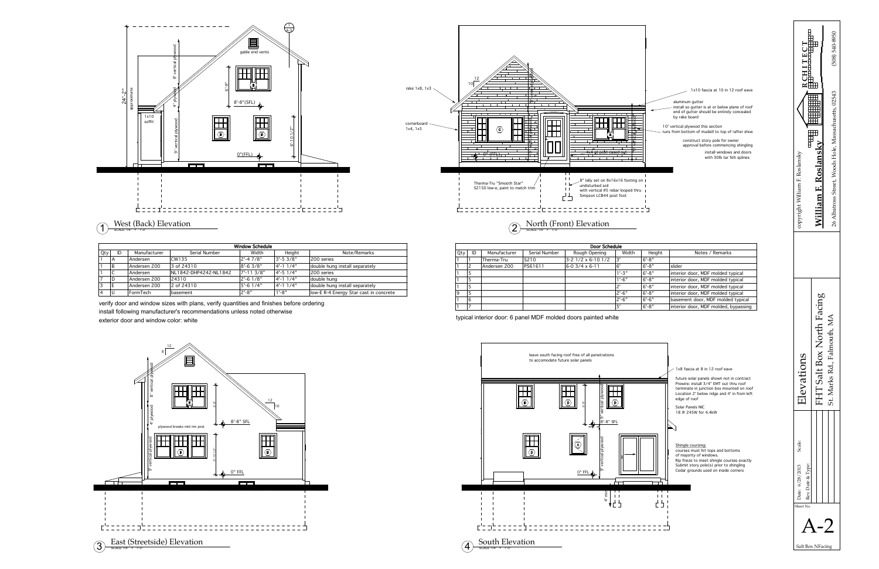## 1 West (Back) Elevation

SCALE: 1/4" = 1'-0"

gable end vents

24'-2" approximate

1x10 soffit

8' vertical plywood

4' plywood

9' vertical plywood

6'-9"

8'-8" (SFL)

6'-10 1/2"

0" (FFL)

## 2 North (Front) Elevation

SCALE: 1/4" = 1'-0"

rake 1x8, 1x3

cornerboard 1x4, 1x5

1x10 fascia at 10 in 12 roof eave

aluminum gutter install so gutter is at or below plane of roof end of gutter should be entirely concealed by rake board

10' vertical plywood this section runs from bottom of mudsill to top of rafter shoe

construct story pole for owner approval before commencing shingling

install windows and doors with 30lb tar felt splines

4x4 at post cased out

Therma-Tru "Smooth Star" S2150 low-e, paint to match trim

8" lally set on 8x16x16 footing on undisturbed soil with vertical #5 rebar looped thru Simpson LCB44 post foot

## Window Schedule

| Qty | ID | Manufacturer | Serial Number | Width | Height | Note/Remarks |
|---|---|---|---|---|---|---|
| 1 | A | Andersen | CW135 | 2'-4 7/8" | 3'-5 3/8" | 200 series |
| 1 | B | Andersen 200 | 3 of 24310 | 8'-6 3/8" | 4'-1 1/4" | double hung install separately |
| 1 | C | Andersen | NL1842-DHP4242-NL1842 | 7'-11 3/8" | 4'-5 1/4" | 200 series |
| 7 | D | Andersen 200 | 24310 | 2'-6 1/8" | 4'-1 1/4" | double hung |
| 3 | E | Andersen 200 | 2 of 24310 | 5'-6 1/4" | 4'-1 1/4" | double hung install separately |
| 4 | U | FormTech | basement | 2'-8" | 1'-8" | low-E R-4 Energy Star cast in concrete |

verify door and window sizes with plans, verify quantities and finishes before ordering

install following manufacturer's recommendations unless noted otherwise

exterior door and window color: white

## Door Schedule

| Qty | ID | Manufacturer | Serial Number | Rough Opening | Width | Height | Notes / Remarks |
|---|---|---|---|---|---|---|---|
| 1 | 1 | Therma-Tru | S210 | 3-2 1/2 x 6-10 1/2 | 3' | 6'-8" | |
| 1 | 2 | Andersen 200 | PS61611 | 6-0 3/4 x 6-11 | 6' | 6'-8" | slider |
| 1 | 5 | | | | 1'-3" | 6'-8" | interior door, MDF molded typical |
| 1 | 5 | | | | 1'-6" | 6'-8" | interior door, MDF molded typical |
| 1 | 5 | | | | 2' | 6'-8" | interior door, MDF molded typical |
| 9 | 5 | | | | 2'-6" | 6'-8" | interior door, MDF molded typical |
| 1 | 6 | | | | 2'-6" | 6'-6" | basement door, MDF molded typical |
| 1 | 7 | | | | 5' | 6'-8" | interior door, MDF molded, bypassing |

typical interior door: 6 panel MDF molded doors painted white

## 3 East (Streetside) Elevation

SCALE: 1/4" = 1'-0"

8' vertical plywood

4' plywood

9' vertical plywood

plywood breaks mid rim joist

8'-8" SFL

0" FFL

## 4 South Elevation

SCALE: 1/4" = 1'-0"

leave south facing roof free of all penetrations to accomodate future solar panels

1x8 fascia at 8 in 12 roof eave

future solar panels shown not in contract Prewire: install 3/4" EMT out thru roof terminate in junction box mounted on roof Location 2' below ridge and 4' in from left edge of roof

Solar Panels NIC 18 @ 245W for 4.4kW

Shingle coursing: courses must hit tops and bottoms of majority of windows. Rip frieze to meet shingle courses exactly Submit story pole(s) prior to shingling Cedar grounds used on inside corners

9' vertical plywood

8'-8" SFL

0" FFL

4' min

---

copyright William F. Roslansky

**William F. Roslansky** ARCHITECT

26 Albatross Street, Woods Hole, Massachusetts, 02543 (508) 540-8950

# Elevations

FHT Salt Box North Facing

St. Marks Rd., Falmouth, MA

Date: 6/28/2013 Scale:

Rev. Date & Type:

Sheet No.

# A-2

Salt Box NFacing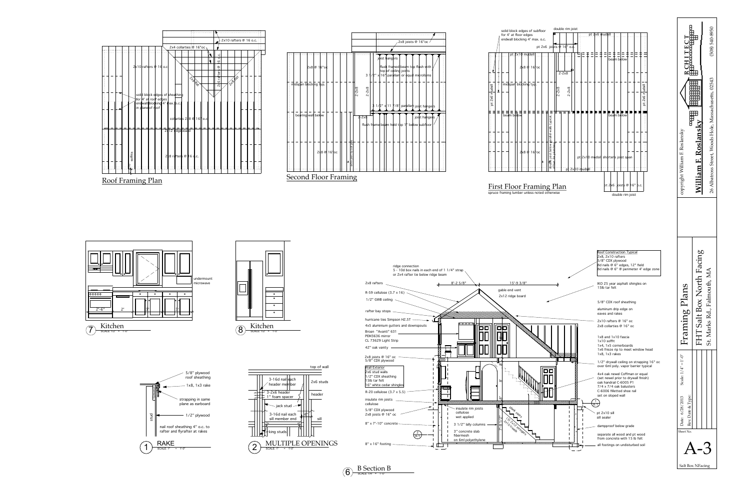## Roof Framing Plan

2x10 rafters @ 16 o.c.

2x4 collarties @ 16"oc

2x10 rafters @ 16 o.c

2x6 rafters @ 16 o.c.

2x8 hip

2x8 hip

solid block edges of sheathing for 4' at roof edges endwall blocking 4' max. o.c. in plane of roof

collarties 2x8 @ 16" o.c

2x12 ridgeboard

2x8 rafters @ 16 o.c.

soffits

## Second Floor Framing

2x8 joists @ 16"oc

joist hangers

2x8 @ 16"oc

flush framed beam top flush with top of ceiling joists

3 1/2" x 16" parallam or equal microllams

midspan blocking typ.

2-2x8

2-2x8

3 1/2" x 11 7/8" parallam joist hangers

bearing wall below

2-2x8

joist hangers

flush frame beam held top 1" below subfloor

2x8 @ 16"oc

## First Floor Framing Plan

spruce framing lumber unless noted otherwise

solid block edges of subfloor for 4' at floor edges endwall blocking 4' max. o.c.

double rim joist

pt 2x6 mudsill

pt 2x6 joists @ 16" o.c.

pt 2x10 mudsill

2x8 @ 16"oc

2-2x8

beam below

midspan blocking typ.

pt 2x6 mudsill

2-2x8

2-2x8

pt 2x6 mudsill

beam below

beam below

2x8 @ 16"oc

pt 2x10 mudsill shortens joist span

pt 2x10 mudsill

pt 2x6 joists @ 16" o.c.

double rim joist

## 7 Kitchen

SCALE: 1/2" = 1'-0"

undermount microwave

2'-6" 2' 3' 3'

## 8 Kitchen

SCALE: 1/2" = 1'-0"

## 1 RAKE

SCALE: 1" = 1'-0"

5/8" plywood roof sheathing

1x8, 1x3 rake

strapping in same plane as earboard

1/2" plywood

stud

nail roof sheathing 4" o.c. to rafter and flyrafter at rakes

## 2 MULTIPLE OPENINGS

SCALE: 1" = 1'-0"

top of wall

3-16d nail each header member

3-2x6 header 1" foam spacer

2x6 studs

header

jack stud

3-16d nail each sill member end

sill

king studs

## 6 B Section B

SCALE: 1/4" = 1'-0"

ridge connection 5 - 10d box nails in each end of 1 1/4" strap or 2x4 rafter tie below ridge beam

8'-2 5/8"

15'-9 3/8"

gable end vent

2x12 ridge board

2x8 rafters

R-59 cellulose (3.7 x 16)

1/2" GWB ceiling

rafter bay stops

hurricane ties Simpson H2.5T

4x5 aluminium gutters and downspouts

Broan "Avanti" 631 PEM3636 mirror CL 73629 Light Strip

42" oak vanity

2x8 joists @ 16" oc
5/8" CDX plywood

Wall Exterior
2x6 stud walls
1/2" CDX sheathing
15lb tar felt
16" white cedar shingles

R-20 cellulose (3.7 x 5.5)

insulate rim joists cellulose

5/8" CDX plywood
2x8 joists @ 16" oc

8" x 7'-10" concrete

8" x 16" footing

insulate rim joists cellulose wet applied

3 1/2" lally columns

3" concrete slab fibermesh on 6ml polyethylene

7'-8 1/2"

13 7 1/2 risers

12 2x10 treads

2x12 stringers

Roof Construction Typical
2x8, 2x10 rafters
5/8" CDX plywood
8d nails @ 6" edges, 12" field
8d nails @ 6" @ perimeter 4' edge zone

IKO 25 year asphalt shingles on 15lb tar felt

5/8" CDX roof sheathing

aluminum drip edge on eaves and rakes

2x10 rafters @ 16" oc

2x8 collarties @ 16" oc

1x8 and 1x10 fascia
1x10 soffit
1x4, 1x5 cornerboards
1x6 frieze rip to meet window head
1x8, 1x3 rakes

1/2" drywall ceiling on strapping 16" oc over 6ml poly. vapor barrier typical

4x4 oak newel Coffman or equal (set newel prior to drywall finish)
oak handrail C-6005 P1
7/4 x 7/4 oak balusters
C-6006 filletted shoe rail
set on sloped wall

pt 2x10 sill
sill sealer

dampproof below grade

separate all wood and pt wood from concrete with 15 lb felt

all footings on undisturbed soil

---

copyright William F. Roslansky

**William F. Roslansky** ARCHITECT

26 Albatross Street, Woods Hole, Massachusetts, 02543 (508) 540-8950

# Framing Plans

FHT Salt Box North Facing

St. Marks Rd., Falmouth, MA

Date: 6/28/2013 Scale: 1/4" = 1'-0"

Rev. Date & Type:

Sheet No.

# A-3

Salt Box NFacing